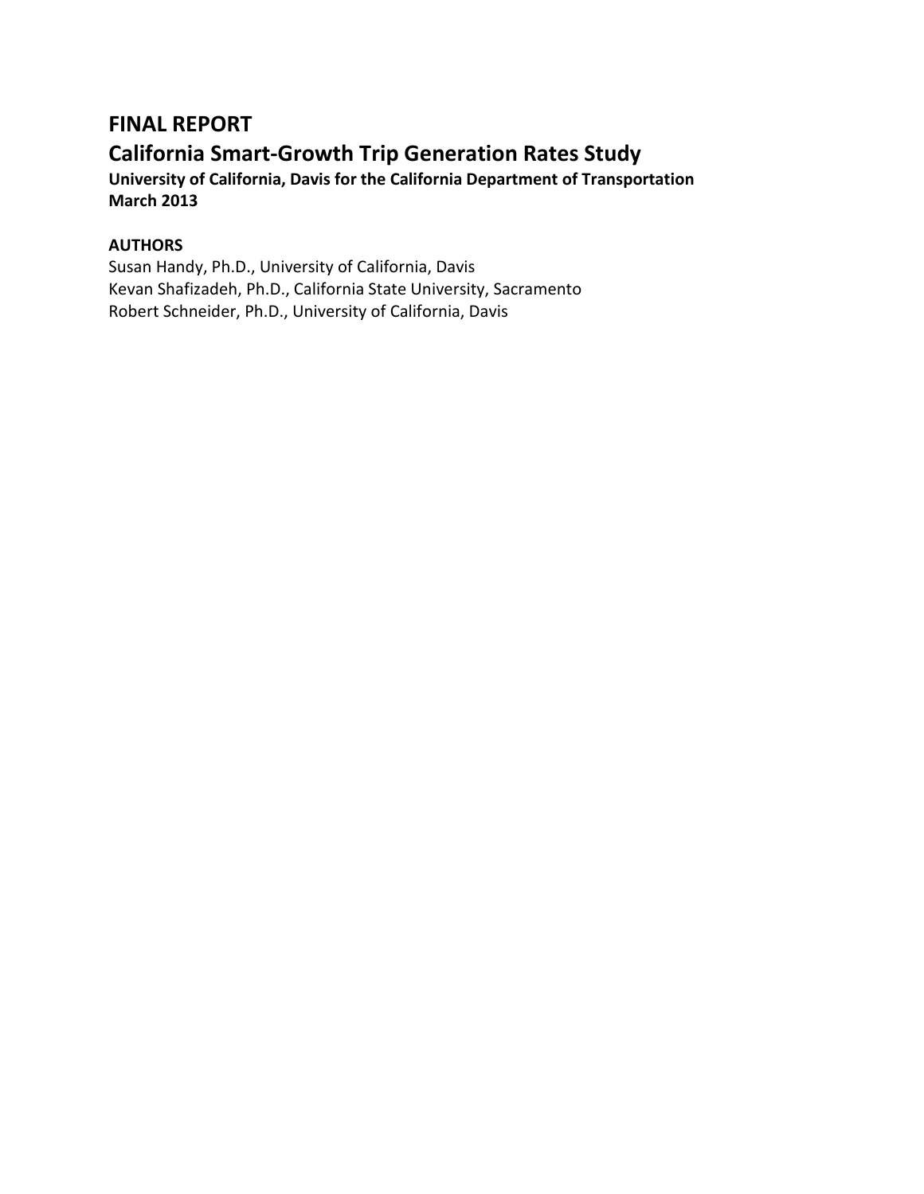# FINAL REPORT

## California Smart-Growth Trip Generation Rates Study

**University of California, Davis for the California Department of Transportation**
**March 2013**

**AUTHORS**

Susan Handy, Ph.D., University of California, Davis
Kevan Shafizadeh, Ph.D., California State University, Sacramento
Robert Schneider, Ph.D., University of California, Davis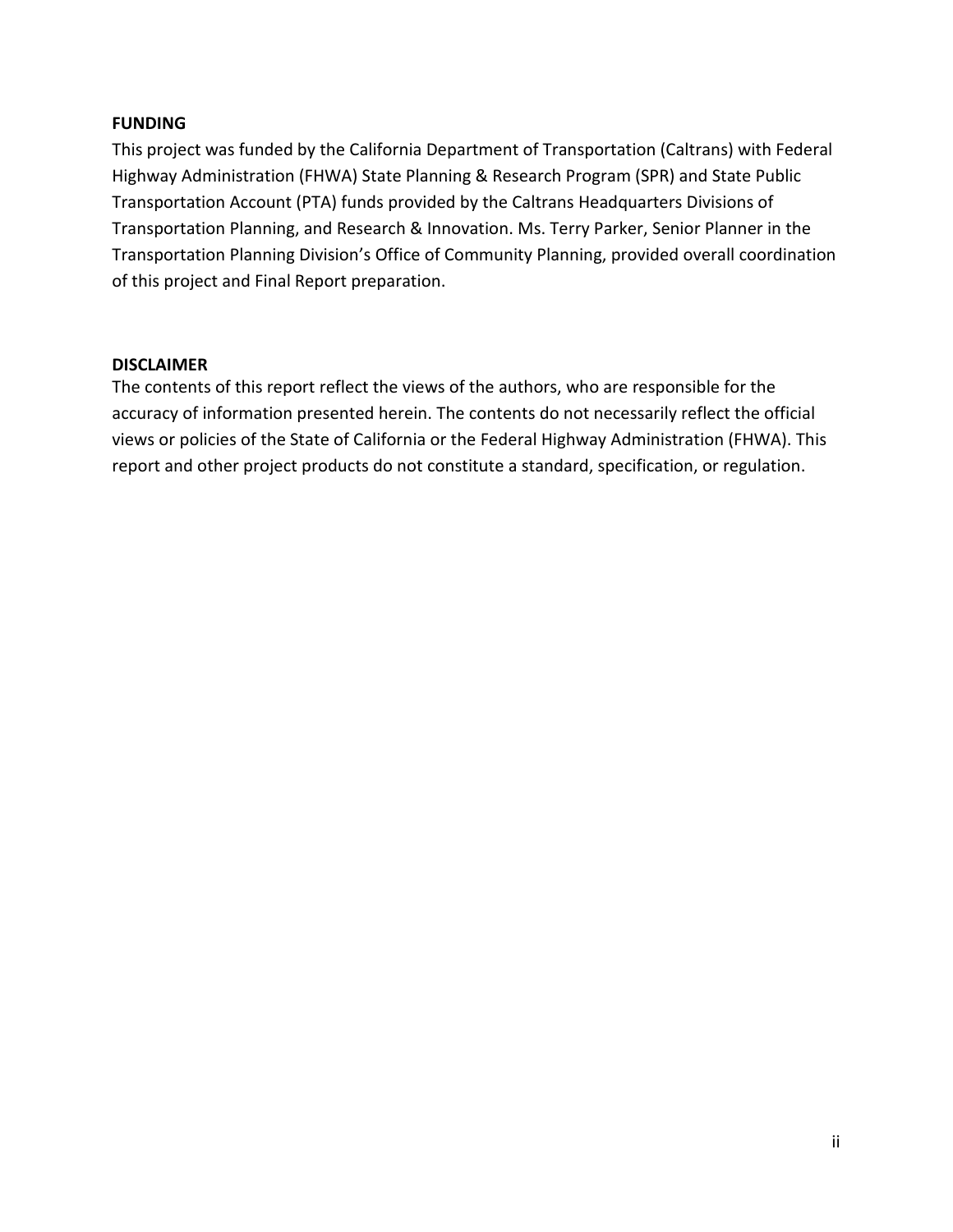**FUNDING**

This project was funded by the California Department of Transportation (Caltrans) with Federal Highway Administration (FHWA) State Planning & Research Program (SPR) and State Public Transportation Account (PTA) funds provided by the Caltrans Headquarters Divisions of Transportation Planning, and Research & Innovation. Ms. Terry Parker, Senior Planner in the Transportation Planning Division's Office of Community Planning, provided overall coordination of this project and Final Report preparation.

**DISCLAIMER**

The contents of this report reflect the views of the authors, who are responsible for the accuracy of information presented herein. The contents do not necessarily reflect the official views or policies of the State of California or the Federal Highway Administration (FHWA). This report and other project products do not constitute a standard, specification, or regulation.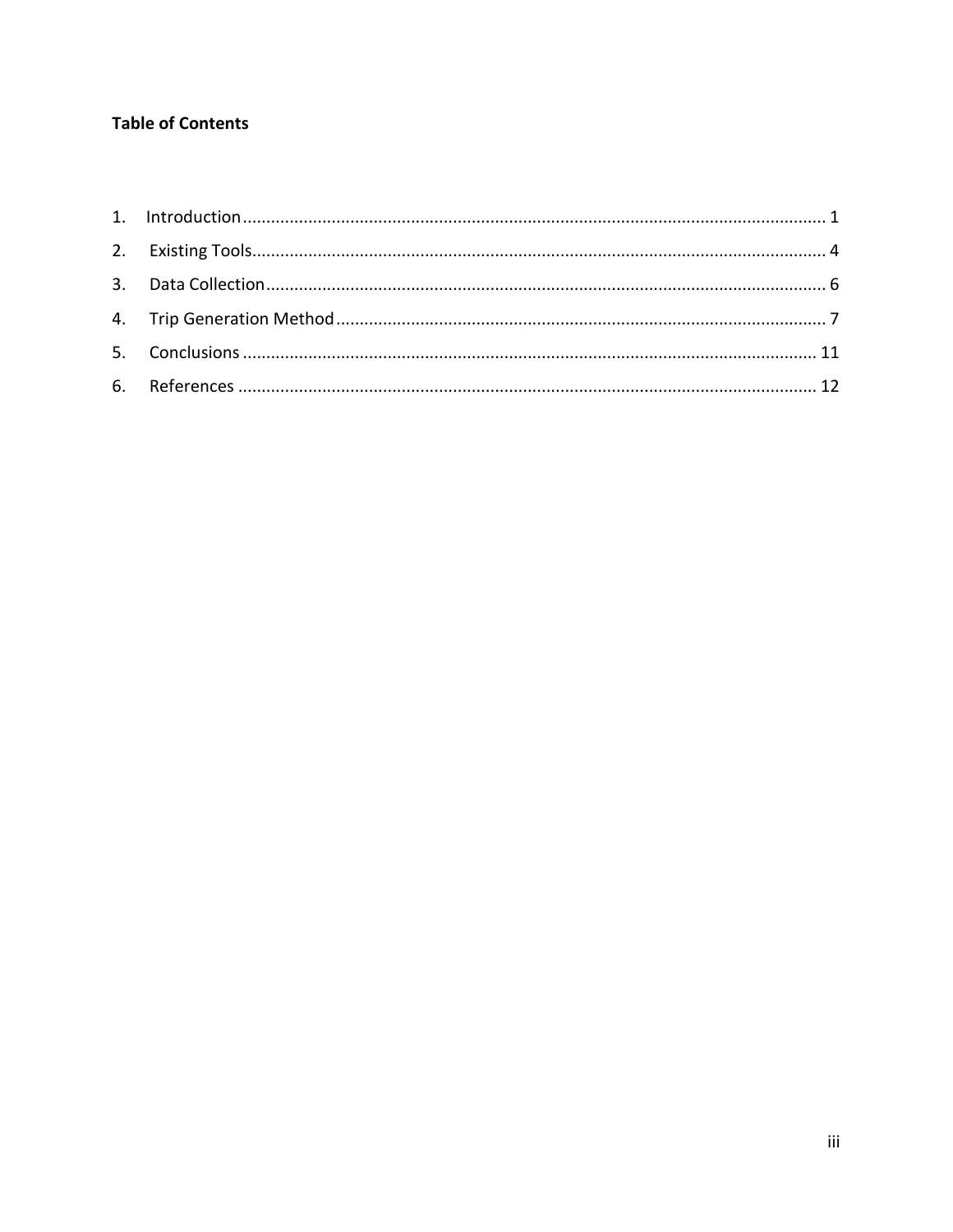**Table of Contents**

1. Introduction ........................................................................................................................ 1
2. Existing Tools........................................................................................................................ 4
3. Data Collection...................................................................................................................... 6
4. Trip Generation Method....................................................................................................... 7
5. Conclusions ........................................................................................................................ 11
6. References .......................................................................................................................... 12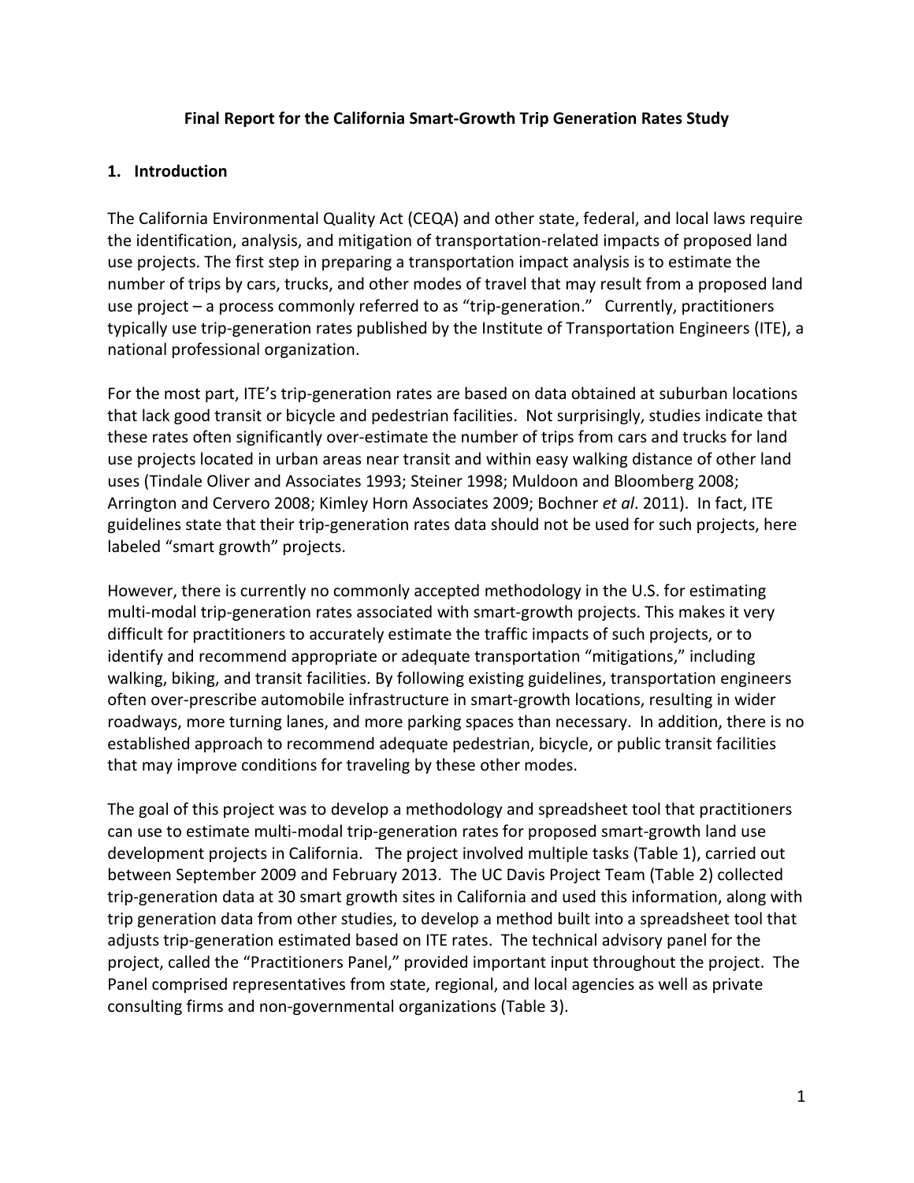**Final Report for the California Smart-Growth Trip Generation Rates Study**

## 1. Introduction

The California Environmental Quality Act (CEQA) and other state, federal, and local laws require the identification, analysis, and mitigation of transportation-related impacts of proposed land use projects. The first step in preparing a transportation impact analysis is to estimate the number of trips by cars, trucks, and other modes of travel that may result from a proposed land use project – a process commonly referred to as "trip-generation." Currently, practitioners typically use trip-generation rates published by the Institute of Transportation Engineers (ITE), a national professional organization.

For the most part, ITE's trip-generation rates are based on data obtained at suburban locations that lack good transit or bicycle and pedestrian facilities. Not surprisingly, studies indicate that these rates often significantly over-estimate the number of trips from cars and trucks for land use projects located in urban areas near transit and within easy walking distance of other land uses (Tindale Oliver and Associates 1993; Steiner 1998; Muldoon and Bloomberg 2008; Arrington and Cervero 2008; Kimley Horn Associates 2009; Bochner *et al*. 2011). In fact, ITE guidelines state that their trip-generation rates data should not be used for such projects, here labeled "smart growth" projects.

However, there is currently no commonly accepted methodology in the U.S. for estimating multi-modal trip-generation rates associated with smart-growth projects. This makes it very difficult for practitioners to accurately estimate the traffic impacts of such projects, or to identify and recommend appropriate or adequate transportation "mitigations," including walking, biking, and transit facilities. By following existing guidelines, transportation engineers often over-prescribe automobile infrastructure in smart-growth locations, resulting in wider roadways, more turning lanes, and more parking spaces than necessary. In addition, there is no established approach to recommend adequate pedestrian, bicycle, or public transit facilities that may improve conditions for traveling by these other modes.

The goal of this project was to develop a methodology and spreadsheet tool that practitioners can use to estimate multi-modal trip-generation rates for proposed smart-growth land use development projects in California. The project involved multiple tasks (Table 1), carried out between September 2009 and February 2013. The UC Davis Project Team (Table 2) collected trip-generation data at 30 smart growth sites in California and used this information, along with trip generation data from other studies, to develop a method built into a spreadsheet tool that adjusts trip-generation estimated based on ITE rates. The technical advisory panel for the project, called the "Practitioners Panel," provided important input throughout the project. The Panel comprised representatives from state, regional, and local agencies as well as private consulting firms and non-governmental organizations (Table 3).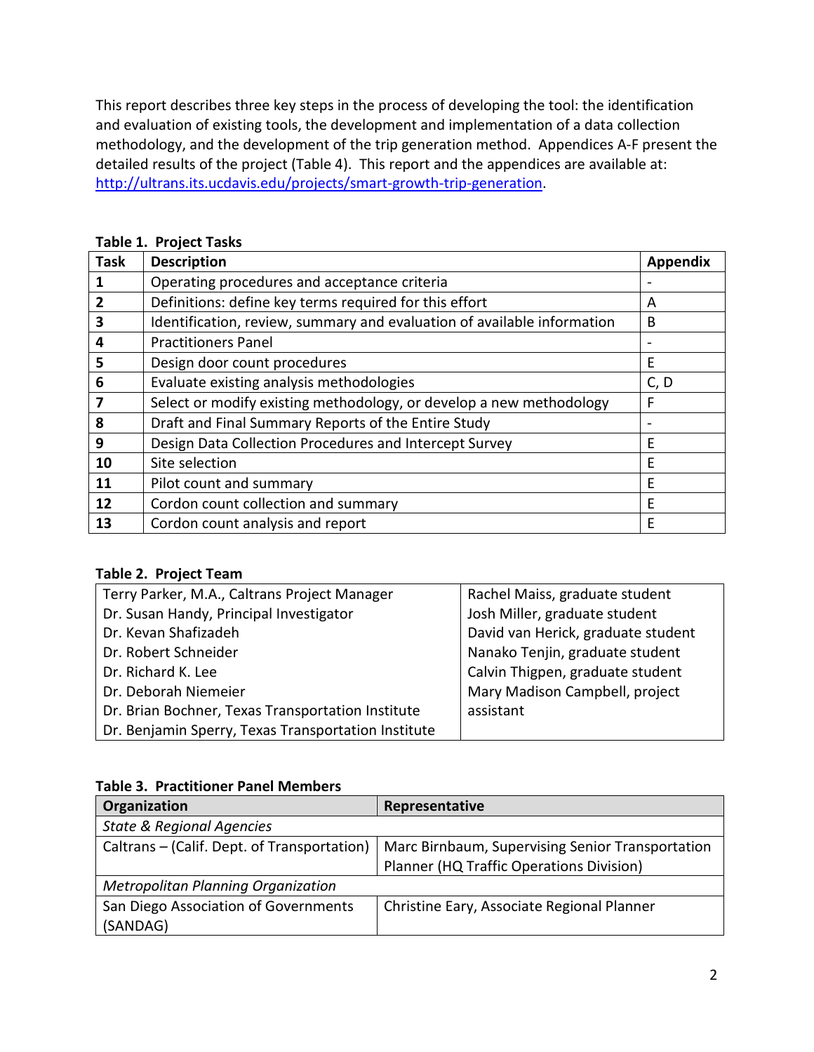This report describes three key steps in the process of developing the tool: the identification and evaluation of existing tools, the development and implementation of a data collection methodology, and the development of the trip generation method. Appendices A-F present the detailed results of the project (Table 4). This report and the appendices are available at: http://ultrans.its.ucdavis.edu/projects/smart-growth-trip-generation.

**Table 1. Project Tasks**

| Task | Description | Appendix |
|---|---|---|
| **1** | Operating procedures and acceptance criteria | - |
| **2** | Definitions: define key terms required for this effort | A |
| **3** | Identification, review, summary and evaluation of available information | B |
| **4** | Practitioners Panel | - |
| **5** | Design door count procedures | E |
| **6** | Evaluate existing analysis methodologies | C, D |
| **7** | Select or modify existing methodology, or develop a new methodology | F |
| **8** | Draft and Final Summary Reports of the Entire Study | - |
| **9** | Design Data Collection Procedures and Intercept Survey | E |
| **10** | Site selection | E |
| **11** | Pilot count and summary | E |
| **12** | Cordon count collection and summary | E |
| **13** | Cordon count analysis and report | E |

**Table 2. Project Team**

| | |
|---|---|
| Terry Parker, M.A., Caltrans Project Manager | Rachel Maiss, graduate student |
| Dr. Susan Handy, Principal Investigator | Josh Miller, graduate student |
| Dr. Kevan Shafizadeh | David van Herick, graduate student |
| Dr. Robert Schneider | Nanako Tenjin, graduate student |
| Dr. Richard K. Lee | Calvin Thigpen, graduate student |
| Dr. Deborah Niemeier | Mary Madison Campbell, project assistant |
| Dr. Brian Bochner, Texas Transportation Institute | |
| Dr. Benjamin Sperry, Texas Transportation Institute | |

**Table 3. Practitioner Panel Members**

| Organization | Representative |
|---|---|
| *State & Regional Agencies* | |
| Caltrans – (Calif. Dept. of Transportation) | Marc Birnbaum, Supervising Senior Transportation Planner (HQ Traffic Operations Division) |
| *Metropolitan Planning Organization* | |
| San Diego Association of Governments (SANDAG) | Christine Eary, Associate Regional Planner |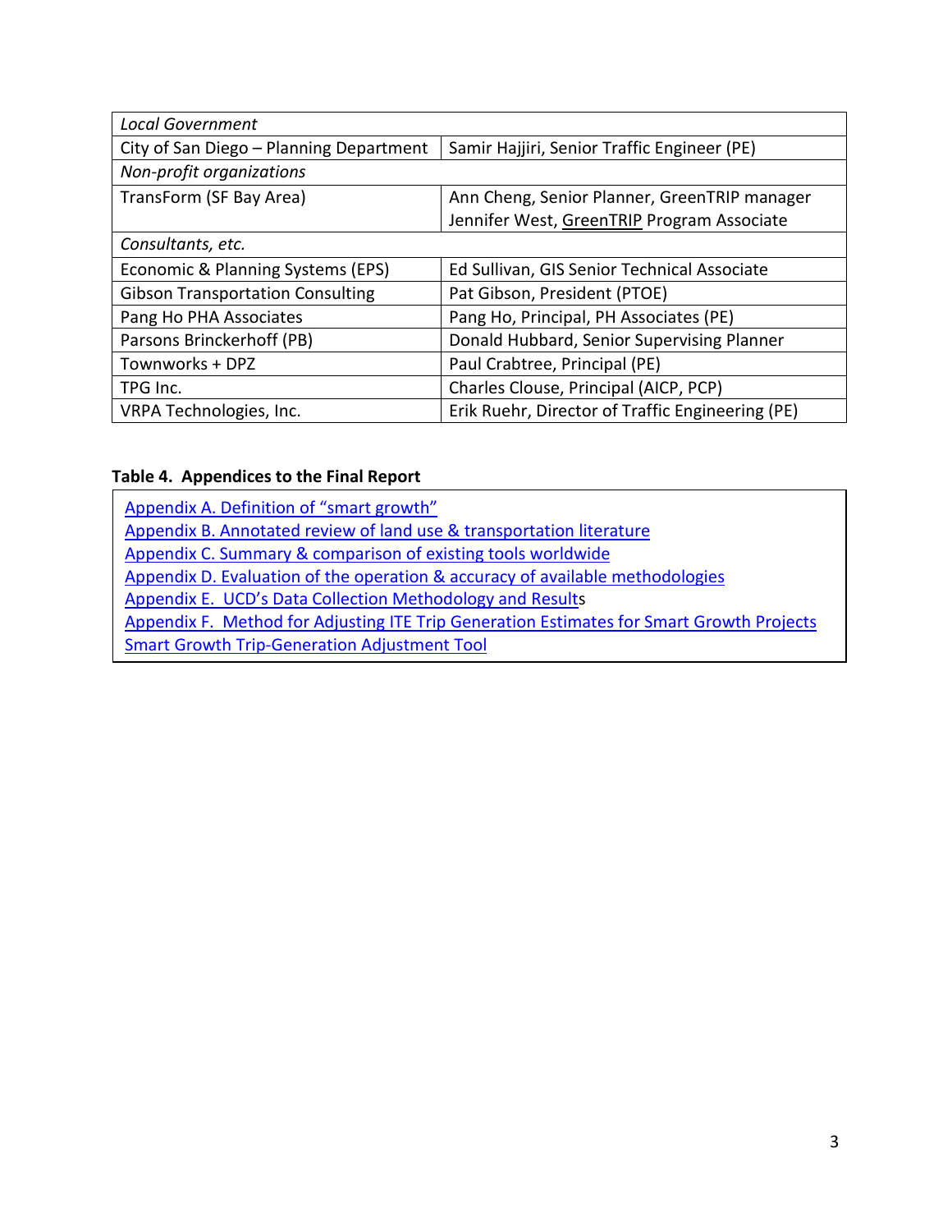| *Local Government* | |
|---|---|
| City of San Diego – Planning Department | Samir Hajjiri, Senior Traffic Engineer (PE) |
| *Non-profit organizations* | |
| TransForm (SF Bay Area) | Ann Cheng, Senior Planner, GreenTRIP manager<br>Jennifer West, GreenTRIP Program Associate |
| *Consultants, etc.* | |
| Economic & Planning Systems (EPS) | Ed Sullivan, GIS Senior Technical Associate |
| Gibson Transportation Consulting | Pat Gibson, President (PTOE) |
| Pang Ho PHA Associates | Pang Ho, Principal, PH Associates (PE) |
| Parsons Brinckerhoff (PB) | Donald Hubbard, Senior Supervising Planner |
| Townworks + DPZ | Paul Crabtree, Principal (PE) |
| TPG Inc. | Charles Clouse, Principal (AICP, PCP) |
| VRPA Technologies, Inc. | Erik Ruehr, Director of Traffic Engineering (PE) |

**Table 4. Appendices to the Final Report**

Appendix A. Definition of "smart growth"
Appendix B. Annotated review of land use & transportation literature
Appendix C. Summary & comparison of existing tools worldwide
Appendix D. Evaluation of the operation & accuracy of available methodologies
Appendix E. UCD's Data Collection Methodology and Results
Appendix F. Method for Adjusting ITE Trip Generation Estimates for Smart Growth Projects
Smart Growth Trip-Generation Adjustment Tool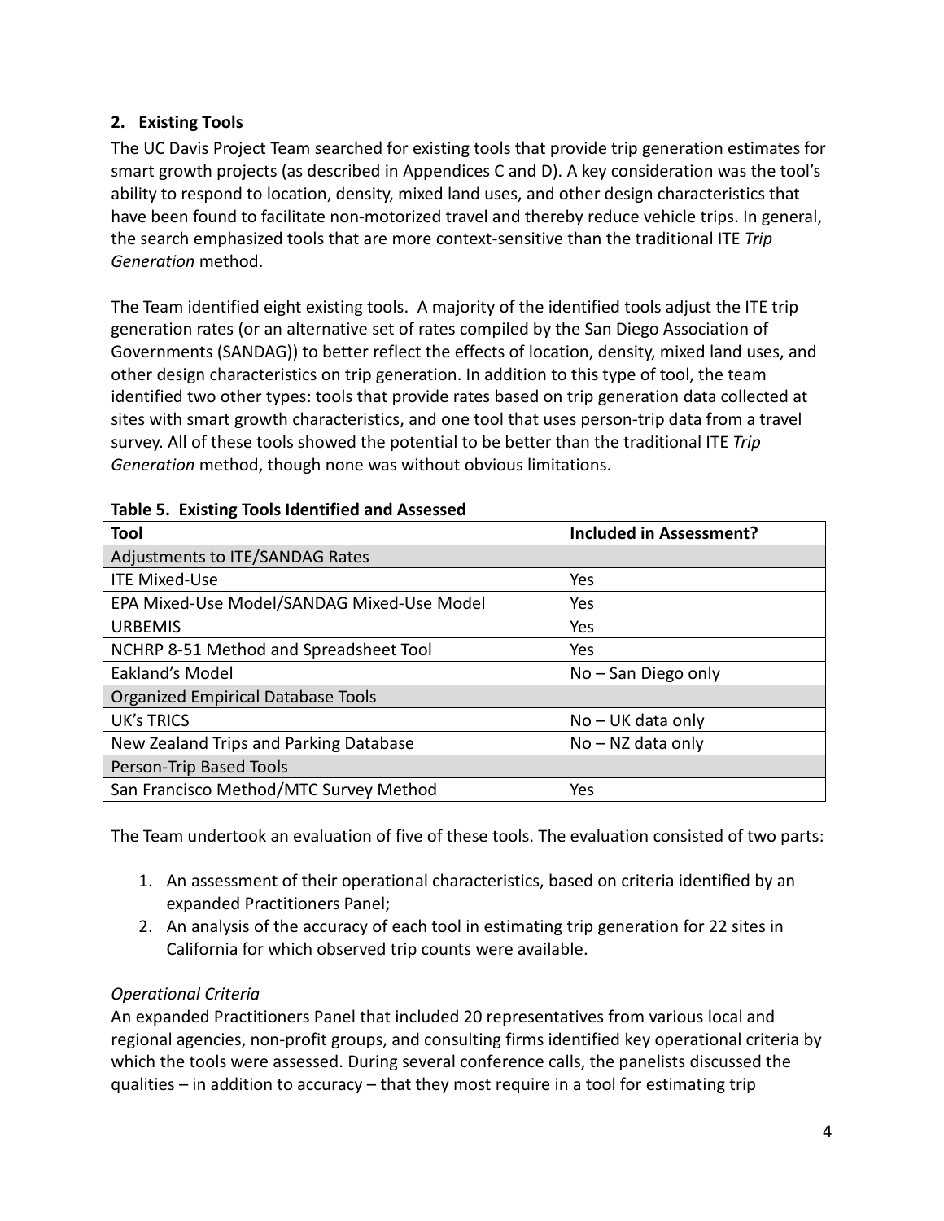## 2. Existing Tools

The UC Davis Project Team searched for existing tools that provide trip generation estimates for smart growth projects (as described in Appendices C and D). A key consideration was the tool's ability to respond to location, density, mixed land uses, and other design characteristics that have been found to facilitate non-motorized travel and thereby reduce vehicle trips. In general, the search emphasized tools that are more context-sensitive than the traditional ITE *Trip Generation* method.

The Team identified eight existing tools. A majority of the identified tools adjust the ITE trip generation rates (or an alternative set of rates compiled by the San Diego Association of Governments (SANDAG)) to better reflect the effects of location, density, mixed land uses, and other design characteristics on trip generation. In addition to this type of tool, the team identified two other types: tools that provide rates based on trip generation data collected at sites with smart growth characteristics, and one tool that uses person-trip data from a travel survey. All of these tools showed the potential to be better than the traditional ITE *Trip Generation* method, though none was without obvious limitations.

**Table 5. Existing Tools Identified and Assessed**

| Tool | Included in Assessment? |
|---|---|
| Adjustments to ITE/SANDAG Rates | |
| ITE Mixed-Use | Yes |
| EPA Mixed-Use Model/SANDAG Mixed-Use Model | Yes |
| URBEMIS | Yes |
| NCHRP 8-51 Method and Spreadsheet Tool | Yes |
| Eakland's Model | No – San Diego only |
| Organized Empirical Database Tools | |
| UK's TRICS | No – UK data only |
| New Zealand Trips and Parking Database | No – NZ data only |
| Person-Trip Based Tools | |
| San Francisco Method/MTC Survey Method | Yes |

The Team undertook an evaluation of five of these tools. The evaluation consisted of two parts:

1. An assessment of their operational characteristics, based on criteria identified by an expanded Practitioners Panel;
2. An analysis of the accuracy of each tool in estimating trip generation for 22 sites in California for which observed trip counts were available.

*Operational Criteria*

An expanded Practitioners Panel that included 20 representatives from various local and regional agencies, non-profit groups, and consulting firms identified key operational criteria by which the tools were assessed. During several conference calls, the panelists discussed the qualities – in addition to accuracy – that they most require in a tool for estimating trip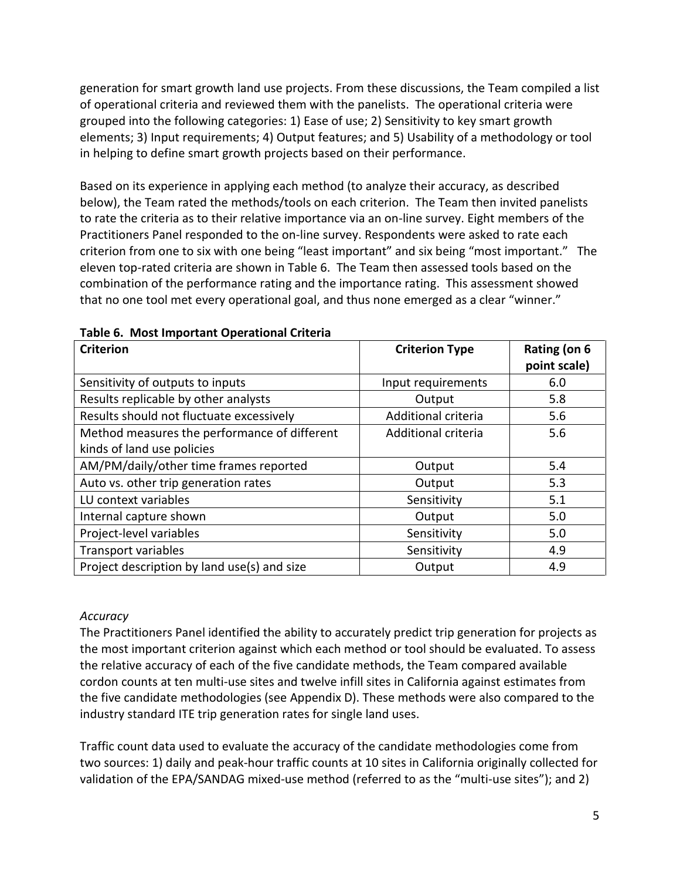generation for smart growth land use projects. From these discussions, the Team compiled a list of operational criteria and reviewed them with the panelists. The operational criteria were grouped into the following categories: 1) Ease of use; 2) Sensitivity to key smart growth elements; 3) Input requirements; 4) Output features; and 5) Usability of a methodology or tool in helping to define smart growth projects based on their performance.

Based on its experience in applying each method (to analyze their accuracy, as described below), the Team rated the methods/tools on each criterion. The Team then invited panelists to rate the criteria as to their relative importance via an on-line survey. Eight members of the Practitioners Panel responded to the on-line survey. Respondents were asked to rate each criterion from one to six with one being "least important" and six being "most important." The eleven top-rated criteria are shown in Table 6. The Team then assessed tools based on the combination of the performance rating and the importance rating. This assessment showed that no one tool met every operational goal, and thus none emerged as a clear "winner."

**Table 6. Most Important Operational Criteria**

| Criterion | Criterion Type | Rating (on 6 point scale) |
|---|---|---|
| Sensitivity of outputs to inputs | Input requirements | 6.0 |
| Results replicable by other analysts | Output | 5.8 |
| Results should not fluctuate excessively | Additional criteria | 5.6 |
| Method measures the performance of different kinds of land use policies | Additional criteria | 5.6 |
| AM/PM/daily/other time frames reported | Output | 5.4 |
| Auto vs. other trip generation rates | Output | 5.3 |
| LU context variables | Sensitivity | 5.1 |
| Internal capture shown | Output | 5.0 |
| Project-level variables | Sensitivity | 5.0 |
| Transport variables | Sensitivity | 4.9 |
| Project description by land use(s) and size | Output | 4.9 |

*Accuracy*

The Practitioners Panel identified the ability to accurately predict trip generation for projects as the most important criterion against which each method or tool should be evaluated. To assess the relative accuracy of each of the five candidate methods, the Team compared available cordon counts at ten multi-use sites and twelve infill sites in California against estimates from the five candidate methodologies (see Appendix D). These methods were also compared to the industry standard ITE trip generation rates for single land uses.

Traffic count data used to evaluate the accuracy of the candidate methodologies come from two sources: 1) daily and peak-hour traffic counts at 10 sites in California originally collected for validation of the EPA/SANDAG mixed-use method (referred to as the "multi-use sites"); and 2)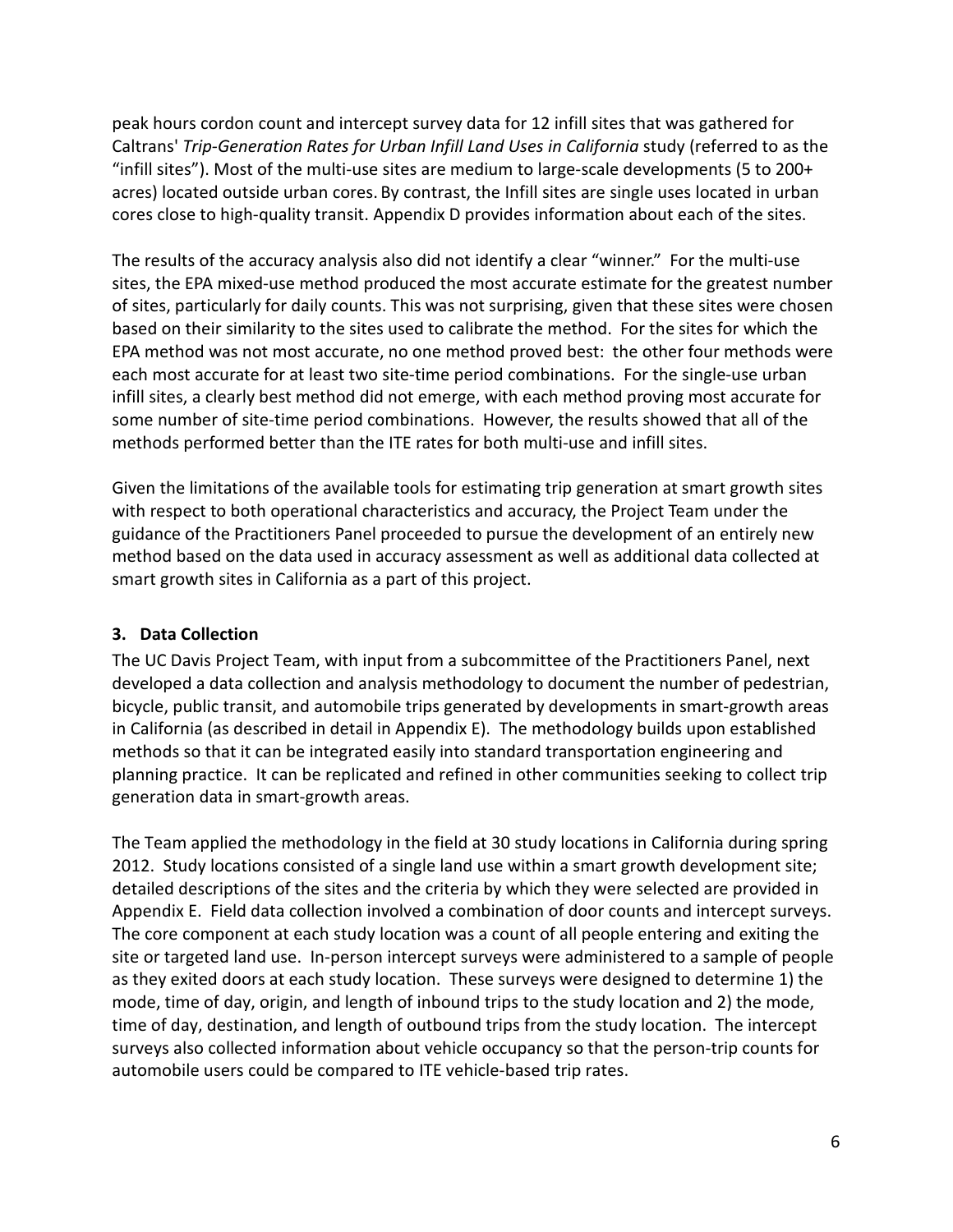peak hours cordon count and intercept survey data for 12 infill sites that was gathered for Caltrans' *Trip-Generation Rates for Urban Infill Land Uses in California* study (referred to as the "infill sites"). Most of the multi-use sites are medium to large-scale developments (5 to 200+ acres) located outside urban cores. By contrast, the Infill sites are single uses located in urban cores close to high-quality transit. Appendix D provides information about each of the sites.

The results of the accuracy analysis also did not identify a clear "winner." For the multi-use sites, the EPA mixed-use method produced the most accurate estimate for the greatest number of sites, particularly for daily counts. This was not surprising, given that these sites were chosen based on their similarity to the sites used to calibrate the method. For the sites for which the EPA method was not most accurate, no one method proved best: the other four methods were each most accurate for at least two site-time period combinations. For the single-use urban infill sites, a clearly best method did not emerge, with each method proving most accurate for some number of site-time period combinations. However, the results showed that all of the methods performed better than the ITE rates for both multi-use and infill sites.

Given the limitations of the available tools for estimating trip generation at smart growth sites with respect to both operational characteristics and accuracy, the Project Team under the guidance of the Practitioners Panel proceeded to pursue the development of an entirely new method based on the data used in accuracy assessment as well as additional data collected at smart growth sites in California as a part of this project.

### 3. Data Collection

The UC Davis Project Team, with input from a subcommittee of the Practitioners Panel, next developed a data collection and analysis methodology to document the number of pedestrian, bicycle, public transit, and automobile trips generated by developments in smart-growth areas in California (as described in detail in Appendix E). The methodology builds upon established methods so that it can be integrated easily into standard transportation engineering and planning practice. It can be replicated and refined in other communities seeking to collect trip generation data in smart-growth areas.

The Team applied the methodology in the field at 30 study locations in California during spring 2012. Study locations consisted of a single land use within a smart growth development site; detailed descriptions of the sites and the criteria by which they were selected are provided in Appendix E. Field data collection involved a combination of door counts and intercept surveys. The core component at each study location was a count of all people entering and exiting the site or targeted land use. In-person intercept surveys were administered to a sample of people as they exited doors at each study location. These surveys were designed to determine 1) the mode, time of day, origin, and length of inbound trips to the study location and 2) the mode, time of day, destination, and length of outbound trips from the study location. The intercept surveys also collected information about vehicle occupancy so that the person-trip counts for automobile users could be compared to ITE vehicle-based trip rates.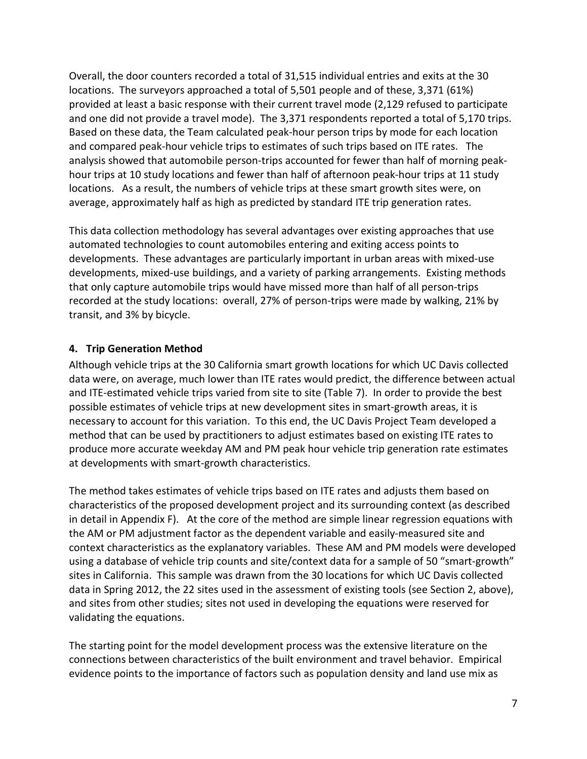Overall, the door counters recorded a total of 31,515 individual entries and exits at the 30 locations. The surveyors approached a total of 5,501 people and of these, 3,371 (61%) provided at least a basic response with their current travel mode (2,129 refused to participate and one did not provide a travel mode). The 3,371 respondents reported a total of 5,170 trips. Based on these data, the Team calculated peak-hour person trips by mode for each location and compared peak-hour vehicle trips to estimates of such trips based on ITE rates. The analysis showed that automobile person-trips accounted for fewer than half of morning peak-hour trips at 10 study locations and fewer than half of afternoon peak-hour trips at 11 study locations. As a result, the numbers of vehicle trips at these smart growth sites were, on average, approximately half as high as predicted by standard ITE trip generation rates.

This data collection methodology has several advantages over existing approaches that use automated technologies to count automobiles entering and exiting access points to developments. These advantages are particularly important in urban areas with mixed-use developments, mixed-use buildings, and a variety of parking arrangements. Existing methods that only capture automobile trips would have missed more than half of all person-trips recorded at the study locations: overall, 27% of person-trips were made by walking, 21% by transit, and 3% by bicycle.

## 4. Trip Generation Method

Although vehicle trips at the 30 California smart growth locations for which UC Davis collected data were, on average, much lower than ITE rates would predict, the difference between actual and ITE-estimated vehicle trips varied from site to site (Table 7). In order to provide the best possible estimates of vehicle trips at new development sites in smart-growth areas, it is necessary to account for this variation. To this end, the UC Davis Project Team developed a method that can be used by practitioners to adjust estimates based on existing ITE rates to produce more accurate weekday AM and PM peak hour vehicle trip generation rate estimates at developments with smart-growth characteristics.

The method takes estimates of vehicle trips based on ITE rates and adjusts them based on characteristics of the proposed development project and its surrounding context (as described in detail in Appendix F). At the core of the method are simple linear regression equations with the AM or PM adjustment factor as the dependent variable and easily-measured site and context characteristics as the explanatory variables. These AM and PM models were developed using a database of vehicle trip counts and site/context data for a sample of 50 "smart-growth" sites in California. This sample was drawn from the 30 locations for which UC Davis collected data in Spring 2012, the 22 sites used in the assessment of existing tools (see Section 2, above), and sites from other studies; sites not used in developing the equations were reserved for validating the equations.

The starting point for the model development process was the extensive literature on the connections between characteristics of the built environment and travel behavior. Empirical evidence points to the importance of factors such as population density and land use mix as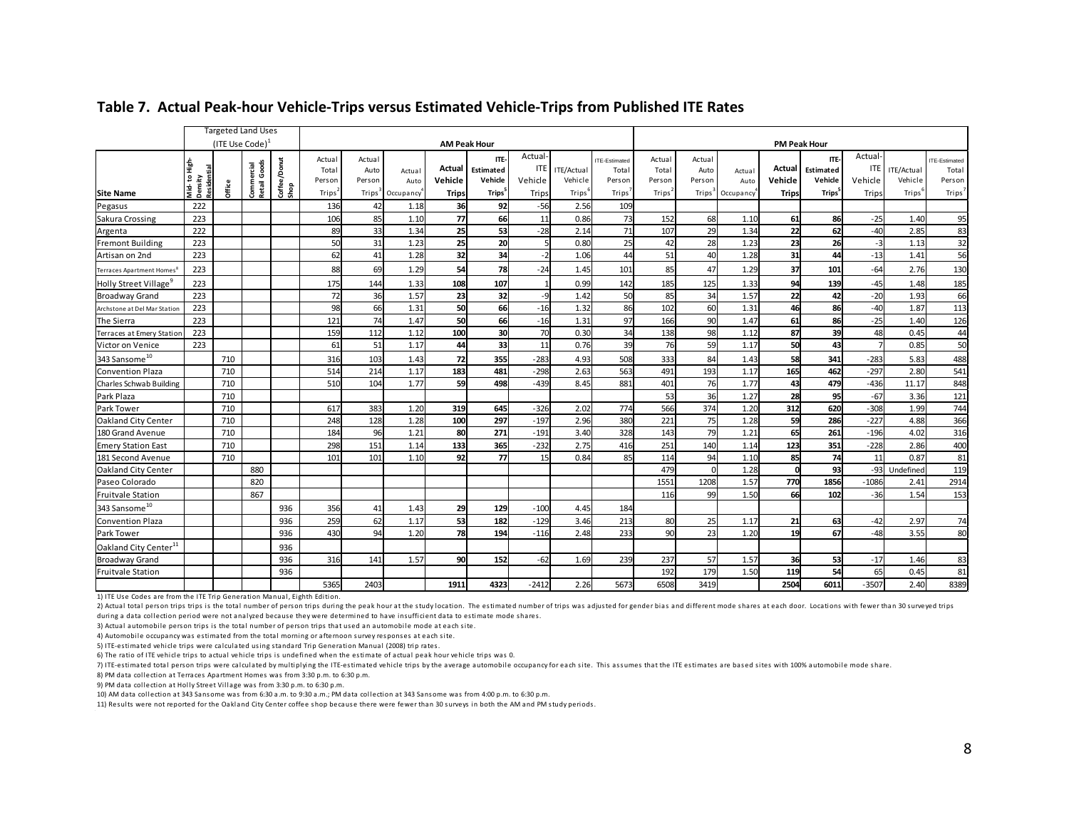## Table 7. Actual Peak-hour Vehicle-Trips versus Estimated Vehicle-Trips from Published ITE Rates

| | Targeted Land Uses (ITE Use Code)[1] | | | | AM Peak Hour | | | | | | | | PM Peak Hour | | | | | | | |
|---|---|---|---|---|---|---|---|---|---|---|---|---|---|---|---|---|---|---|---|---|
| Site Name | Mid- to High-Density Residential | Office | Commercial Retail Goods | Coffee/Donut Shop | Actual Total Person Trips[2] | Actual Auto Person Trips[3] | Actual Auto Occupancy[4] | Actual Vehicle Trips | ITE-Estimated Vehicle Trips[5] | Actual-ITE Vehicle Trips | ITE/Actual Vehicle Trips[6] | ITE-Estimated Total Person Trips[7] | Actual Total Person Trips[2] | Actual Auto Person Trips[3] | Actual Auto Occupancy[4] | Actual Vehicle Trips | ITE-Estimated Vehicle Trips[5] | Actual-ITE Vehicle Trips | ITE/Actual Vehicle Trips[6] | ITE-Estimated Total Person Trips[7] |
| Pegasus | 222 | | | | 136 | 42 | 1.18 | **36** | **92** | -56 | 2.56 | 109 | | | | | | | | |
| Sakura Crossing | 223 | | | | 106 | 85 | 1.10 | **77** | **66** | 11 | 0.86 | 73 | 152 | 68 | 1.10 | **61** | **86** | -25 | 1.40 | 95 |
| Argenta | 222 | | | | 89 | 33 | 1.34 | **25** | **53** | -28 | 2.14 | 71 | 107 | 29 | 1.34 | **22** | **62** | -40 | 2.85 | 83 |
| Fremont Building | 223 | | | | 50 | 31 | 1.23 | **25** | **20** | 5 | 0.80 | 25 | 42 | 28 | 1.23 | **23** | **26** | -3 | 1.13 | 32 |
| Artisan on 2nd | 223 | | | | 62 | 41 | 1.28 | **32** | **34** | -2 | 1.06 | 44 | 51 | 40 | 1.28 | **31** | **44** | -13 | 1.41 | 56 |
| Terraces Apartment Homes[8] | 223 | | | | 88 | 69 | 1.29 | **54** | **78** | -24 | 1.45 | 101 | 85 | 47 | 1.29 | **37** | **101** | -64 | 2.76 | 130 |
| Holly Street Village[9] | 223 | | | | 175 | 144 | 1.33 | **108** | **107** | 1 | 0.99 | 142 | 185 | 125 | 1.33 | **94** | **139** | -45 | 1.48 | 185 |
| Broadway Grand | 223 | | | | 72 | 36 | 1.57 | **23** | **32** | -9 | 1.42 | 50 | 85 | 34 | 1.57 | **22** | **42** | -20 | 1.93 | 66 |
| Archstone at Del Mar Station | 223 | | | | 98 | 66 | 1.31 | **50** | **66** | -16 | 1.32 | 86 | 102 | 60 | 1.31 | **46** | **86** | -40 | 1.87 | 113 |
| The Sierra | 223 | | | | 121 | 74 | 1.47 | **50** | **66** | -16 | 1.31 | 97 | 166 | 90 | 1.47 | **61** | **86** | -25 | 1.40 | 126 |
| Terraces at Emery Station | 223 | | | | 159 | 112 | 1.12 | **100** | **30** | 70 | 0.30 | 34 | 138 | 98 | 1.12 | **87** | **39** | 48 | 0.45 | 44 |
| Victor on Venice | 223 | | | | 61 | 51 | 1.17 | **44** | **33** | 11 | 0.76 | 39 | 76 | 59 | 1.17 | **50** | **43** | 7 | 0.85 | 50 |
| 343 Sansome[10] | | 710 | | | 316 | 103 | 1.43 | **72** | **355** | -283 | 4.93 | 508 | 333 | 84 | 1.43 | **58** | **341** | -283 | 5.83 | 488 |
| Convention Plaza | | 710 | | | 514 | 214 | 1.17 | **183** | **481** | -298 | 2.63 | 563 | 491 | 193 | 1.17 | **165** | **462** | -297 | 2.80 | 541 |
| Charles Schwab Building | | 710 | | | 510 | 104 | 1.77 | **59** | **498** | -439 | 8.45 | 881 | 401 | 76 | 1.77 | **43** | **479** | -436 | 11.17 | 848 |
| Park Plaza | | 710 | | | | | | | | | | | 53 | 36 | 1.27 | **28** | **95** | -67 | 3.36 | 121 |
| Park Tower | | 710 | | | 617 | 383 | 1.20 | **319** | **645** | -326 | 2.02 | 774 | 566 | 374 | 1.20 | **312** | **620** | -308 | 1.99 | 744 |
| Oakland City Center | | 710 | | | 248 | 128 | 1.28 | **100** | **297** | -197 | 2.96 | 380 | 221 | 75 | 1.28 | **59** | **286** | -227 | 4.88 | 366 |
| 180 Grand Avenue | | 710 | | | 184 | 96 | 1.21 | **80** | **271** | -191 | 3.40 | 328 | 143 | 79 | 1.21 | **65** | **261** | -196 | 4.02 | 316 |
| Emery Station East | | 710 | | | 298 | 151 | 1.14 | **133** | **365** | -232 | 2.75 | 416 | 251 | 140 | 1.14 | **123** | **351** | -228 | 2.86 | 400 |
| 181 Second Avenue | | 710 | | | 101 | 101 | 1.10 | **92** | **77** | 15 | 0.84 | 85 | 114 | 94 | 1.10 | **85** | **74** | 11 | 0.87 | 81 |
| Oakland City Center | | | 880 | | | | | | | | | | 479 | 0 | 1.28 | **0** | **93** | -93 | Undefined | 119 |
| Paseo Colorado | | | 820 | | | | | | | | | | 1551 | 1208 | 1.57 | **770** | **1856** | -1086 | 2.41 | 2914 |
| Fruitvale Station | | | 867 | | | | | | | | | | 116 | 99 | 1.50 | **66** | **102** | -36 | 1.54 | 153 |
| 343 Sansome[10] | | | | 936 | 356 | 41 | 1.43 | **29** | **129** | -100 | 4.45 | 184 | | | | | | | | |
| Convention Plaza | | | | 936 | 259 | 62 | 1.17 | **53** | **182** | -129 | 3.46 | 213 | 80 | 25 | 1.17 | **21** | **63** | -42 | 2.97 | 74 |
| Park Tower | | | | 936 | 430 | 94 | 1.20 | **78** | **194** | -116 | 2.48 | 233 | 90 | 23 | 1.20 | **19** | **67** | -48 | 3.55 | 80 |
| Oakland City Center[11] | | | | 936 | | | | | | | | | | | | | | | | |
| Broadway Grand | | | | 936 | 316 | 141 | 1.57 | **90** | **152** | -62 | 1.69 | 239 | 237 | 57 | 1.57 | **36** | **53** | -17 | 1.46 | 83 |
| Fruitvale Station | | | | 936 | | | | | | | | | 192 | 179 | 1.50 | **119** | **54** | 65 | 0.45 | 81 |
| | | | | | 5365 | 2403 | | **1911** | **4323** | -2412 | 2.26 | 5673 | 6508 | 3419 | | **2504** | **6011** | -3507 | 2.40 | 8389 |

1) ITE Use Codes are from the ITE Trip Generation Manual, Eighth Edition.
2) Actual total person trips trips is the total number of person trips during the peak hour at the study location. The estimated number of trips was adjusted for gender bias and different mode shares at each door. Locations with fewer than 30 surveyed trips during a data collection period were not analyzed because they were determined to have insufficient data to estimate mode shares.
3) Actual automobile person trips is the total number of person trips that used an automobile mode at each site.
4) Automobile occupancy was estimated from the total morning or afternoon survey responses at each site.
5) ITE-estimated vehicle trips were calculated using standard Trip Generation Manual (2008) trip rates.
6) The ratio of ITE vehicle trips to actual vehicle trips is undefined when the estimate of actual peak hour vehicle trips was 0.
7) ITE-estimated total person trips were calculated by multiplying the ITE-estimated vehicle trips by the average automobile occupancy for each site. This assumes that the ITE estimates are based sites with 100% automobile mode share.
8) PM data collection at Terraces Apartment Homes was from 3:30 p.m. to 6:30 p.m.
9) PM data collection at Holly Street Village was from 3:30 p.m. to 6:30 p.m.
10) AM data collection at 343 Sansome was from 6:30 a.m. to 9:30 a.m.; PM data collection at 343 Sansome was from 4:00 p.m. to 6:30 p.m.
11) Results were not reported for the Oakland City Center coffee shop because there were fewer than 30 surveys in both the AM and PM study periods.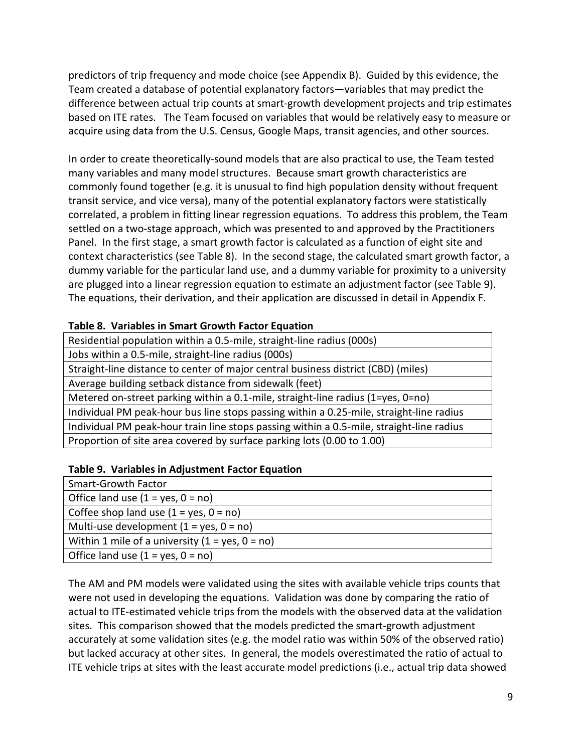predictors of trip frequency and mode choice (see Appendix B). Guided by this evidence, the Team created a database of potential explanatory factors—variables that may predict the difference between actual trip counts at smart-growth development projects and trip estimates based on ITE rates. The Team focused on variables that would be relatively easy to measure or acquire using data from the U.S. Census, Google Maps, transit agencies, and other sources.

In order to create theoretically-sound models that are also practical to use, the Team tested many variables and many model structures. Because smart growth characteristics are commonly found together (e.g. it is unusual to find high population density without frequent transit service, and vice versa), many of the potential explanatory factors were statistically correlated, a problem in fitting linear regression equations. To address this problem, the Team settled on a two-stage approach, which was presented to and approved by the Practitioners Panel. In the first stage, a smart growth factor is calculated as a function of eight site and context characteristics (see Table 8). In the second stage, the calculated smart growth factor, a dummy variable for the particular land use, and a dummy variable for proximity to a university are plugged into a linear regression equation to estimate an adjustment factor (see Table 9). The equations, their derivation, and their application are discussed in detail in Appendix F.

**Table 8. Variables in Smart Growth Factor Equation**

| Variable |
|---|
| Residential population within a 0.5-mile, straight-line radius (000s) |
| Jobs within a 0.5-mile, straight-line radius (000s) |
| Straight-line distance to center of major central business district (CBD) (miles) |
| Average building setback distance from sidewalk (feet) |
| Metered on-street parking within a 0.1-mile, straight-line radius (1=yes, 0=no) |
| Individual PM peak-hour bus line stops passing within a 0.25-mile, straight-line radius |
| Individual PM peak-hour train line stops passing within a 0.5-mile, straight-line radius |
| Proportion of site area covered by surface parking lots (0.00 to 1.00) |

**Table 9. Variables in Adjustment Factor Equation**

| Variable |
|---|
| Smart-Growth Factor |
| Office land use (1 = yes, 0 = no) |
| Coffee shop land use (1 = yes, 0 = no) |
| Multi-use development (1 = yes, 0 = no) |
| Within 1 mile of a university (1 = yes, 0 = no) |
| Office land use (1 = yes, 0 = no) |

The AM and PM models were validated using the sites with available vehicle trips counts that were not used in developing the equations. Validation was done by comparing the ratio of actual to ITE-estimated vehicle trips from the models with the observed data at the validation sites. This comparison showed that the models predicted the smart-growth adjustment accurately at some validation sites (e.g. the model ratio was within 50% of the observed ratio) but lacked accuracy at other sites. In general, the models overestimated the ratio of actual to ITE vehicle trips at sites with the least accurate model predictions (i.e., actual trip data showed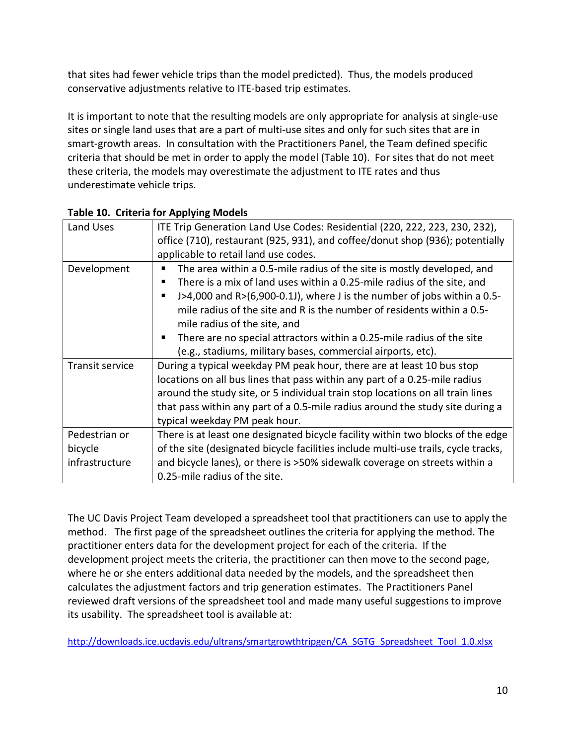that sites had fewer vehicle trips than the model predicted). Thus, the models produced conservative adjustments relative to ITE-based trip estimates.

It is important to note that the resulting models are only appropriate for analysis at single-use sites or single land uses that are a part of multi-use sites and only for such sites that are in smart-growth areas. In consultation with the Practitioners Panel, the Team defined specific criteria that should be met in order to apply the model (Table 10). For sites that do not meet these criteria, the models may overestimate the adjustment to ITE rates and thus underestimate vehicle trips.

**Table 10. Criteria for Applying Models**

| | |
|---|---|
| Land Uses | ITE Trip Generation Land Use Codes: Residential (220, 222, 223, 230, 232), office (710), restaurant (925, 931), and coffee/donut shop (936); potentially applicable to retail land use codes. |
| Development | ▪ The area within a 0.5-mile radius of the site is mostly developed, and<br>▪ There is a mix of land uses within a 0.25-mile radius of the site, and<br>▪ $J>4{,}000$ and $R>(6{,}900-0.1J)$, where J is the number of jobs within a 0.5-mile radius of the site and R is the number of residents within a 0.5-mile radius of the site, and<br>▪ There are no special attractors within a 0.25-mile radius of the site (e.g., stadiums, military bases, commercial airports, etc). |
| Transit service | During a typical weekday PM peak hour, there are at least 10 bus stop locations on all bus lines that pass within any part of a 0.25-mile radius around the study site, or 5 individual train stop locations on all train lines that pass within any part of a 0.5-mile radius around the study site during a typical weekday PM peak hour. |
| Pedestrian or bicycle infrastructure | There is at least one designated bicycle facility within two blocks of the edge of the site (designated bicycle facilities include multi-use trails, cycle tracks, and bicycle lanes), or there is >50% sidewalk coverage on streets within a 0.25-mile radius of the site. |

The UC Davis Project Team developed a spreadsheet tool that practitioners can use to apply the method. The first page of the spreadsheet outlines the criteria for applying the method. The practitioner enters data for the development project for each of the criteria. If the development project meets the criteria, the practitioner can then move to the second page, where he or she enters additional data needed by the models, and the spreadsheet then calculates the adjustment factors and trip generation estimates. The Practitioners Panel reviewed draft versions of the spreadsheet tool and made many useful suggestions to improve its usability. The spreadsheet tool is available at:

http://downloads.ice.ucdavis.edu/ultrans/smartgrowthtripgen/CA_SGTG_Spreadsheet_Tool_1.0.xlsx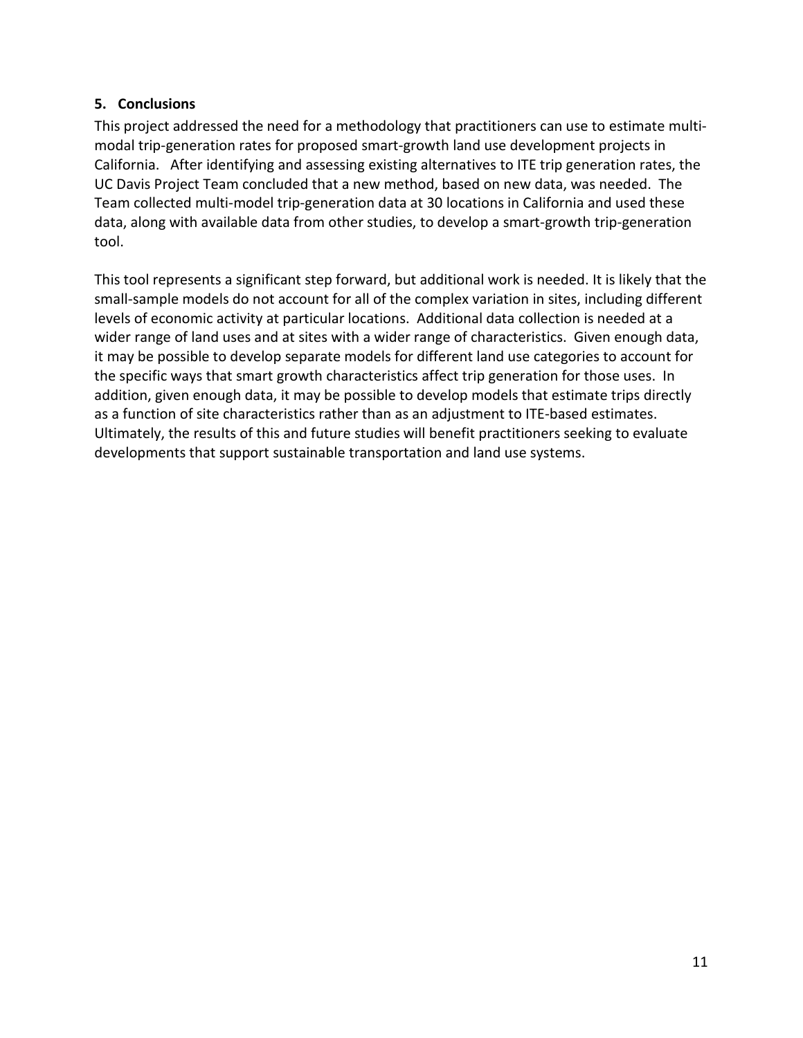## 5. Conclusions

This project addressed the need for a methodology that practitioners can use to estimate multi-modal trip-generation rates for proposed smart-growth land use development projects in California. After identifying and assessing existing alternatives to ITE trip generation rates, the UC Davis Project Team concluded that a new method, based on new data, was needed. The Team collected multi-model trip-generation data at 30 locations in California and used these data, along with available data from other studies, to develop a smart-growth trip-generation tool.

This tool represents a significant step forward, but additional work is needed. It is likely that the small-sample models do not account for all of the complex variation in sites, including different levels of economic activity at particular locations. Additional data collection is needed at a wider range of land uses and at sites with a wider range of characteristics. Given enough data, it may be possible to develop separate models for different land use categories to account for the specific ways that smart growth characteristics affect trip generation for those uses. In addition, given enough data, it may be possible to develop models that estimate trips directly as a function of site characteristics rather than as an adjustment to ITE-based estimates. Ultimately, the results of this and future studies will benefit practitioners seeking to evaluate developments that support sustainable transportation and land use systems.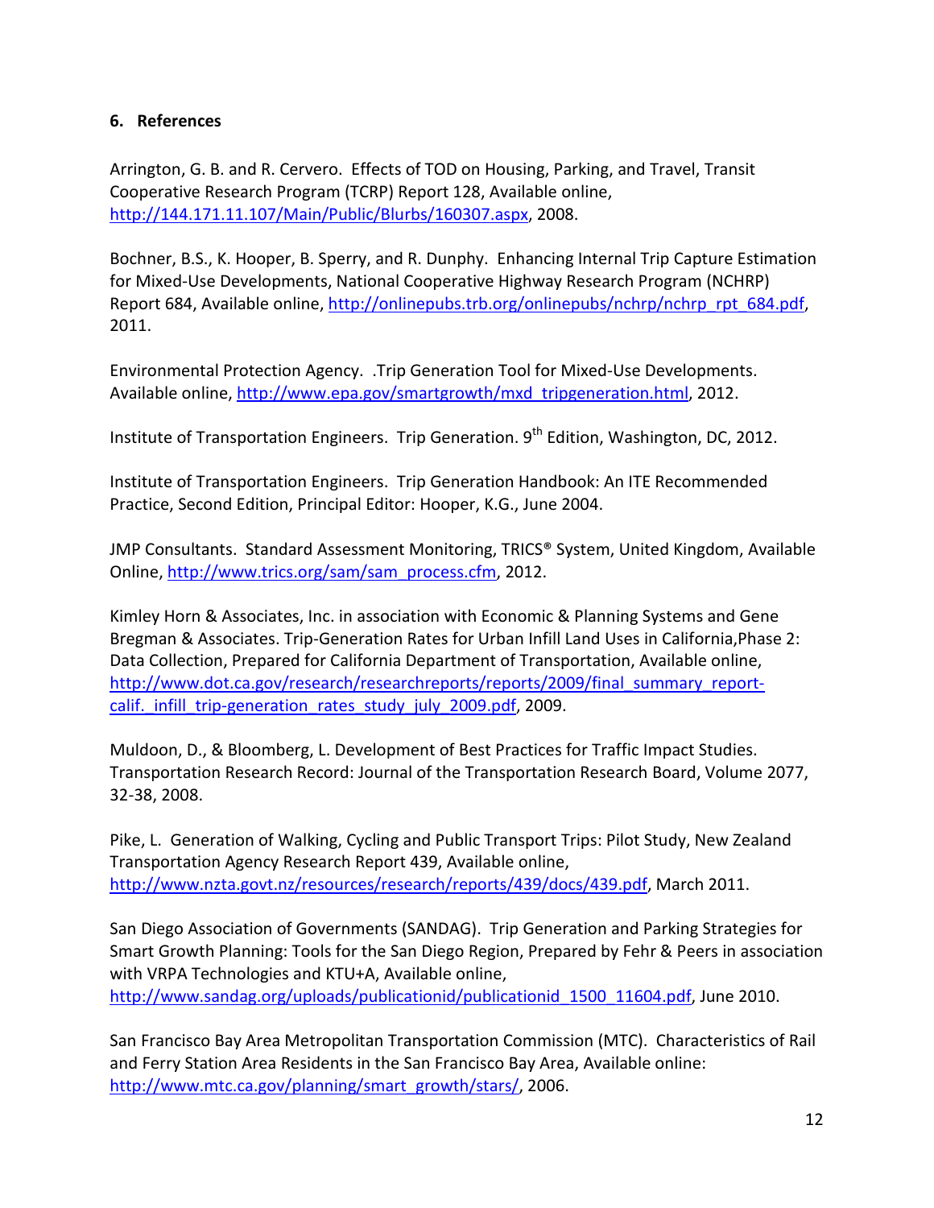## 6. References

Arrington, G. B. and R. Cervero. Effects of TOD on Housing, Parking, and Travel, Transit Cooperative Research Program (TCRP) Report 128, Available online, http://144.171.11.107/Main/Public/Blurbs/160307.aspx, 2008.

Bochner, B.S., K. Hooper, B. Sperry, and R. Dunphy. Enhancing Internal Trip Capture Estimation for Mixed-Use Developments, National Cooperative Highway Research Program (NCHRP) Report 684, Available online, http://onlinepubs.trb.org/onlinepubs/nchrp/nchrp_rpt_684.pdf, 2011.

Environmental Protection Agency. .Trip Generation Tool for Mixed-Use Developments. Available online, http://www.epa.gov/smartgrowth/mxd_tripgeneration.html, 2012.

Institute of Transportation Engineers. Trip Generation. 9th Edition, Washington, DC, 2012.

Institute of Transportation Engineers. Trip Generation Handbook: An ITE Recommended Practice, Second Edition, Principal Editor: Hooper, K.G., June 2004.

JMP Consultants. Standard Assessment Monitoring, TRICS® System, United Kingdom, Available Online, http://www.trics.org/sam/sam_process.cfm, 2012.

Kimley Horn & Associates, Inc. in association with Economic & Planning Systems and Gene Bregman & Associates. Trip-Generation Rates for Urban Infill Land Uses in California,Phase 2: Data Collection, Prepared for California Department of Transportation, Available online, http://www.dot.ca.gov/research/researchreports/reports/2009/final_summary_report-calif._infill_trip-generation_rates_study_july_2009.pdf, 2009.

Muldoon, D., & Bloomberg, L. Development of Best Practices for Traffic Impact Studies. Transportation Research Record: Journal of the Transportation Research Board, Volume 2077, 32-38, 2008.

Pike, L. Generation of Walking, Cycling and Public Transport Trips: Pilot Study, New Zealand Transportation Agency Research Report 439, Available online, http://www.nzta.govt.nz/resources/research/reports/439/docs/439.pdf, March 2011.

San Diego Association of Governments (SANDAG). Trip Generation and Parking Strategies for Smart Growth Planning: Tools for the San Diego Region, Prepared by Fehr & Peers in association with VRPA Technologies and KTU+A, Available online, http://www.sandag.org/uploads/publicationid/publicationid_1500_11604.pdf, June 2010.

San Francisco Bay Area Metropolitan Transportation Commission (MTC). Characteristics of Rail and Ferry Station Area Residents in the San Francisco Bay Area, Available online: http://www.mtc.ca.gov/planning/smart_growth/stars/, 2006.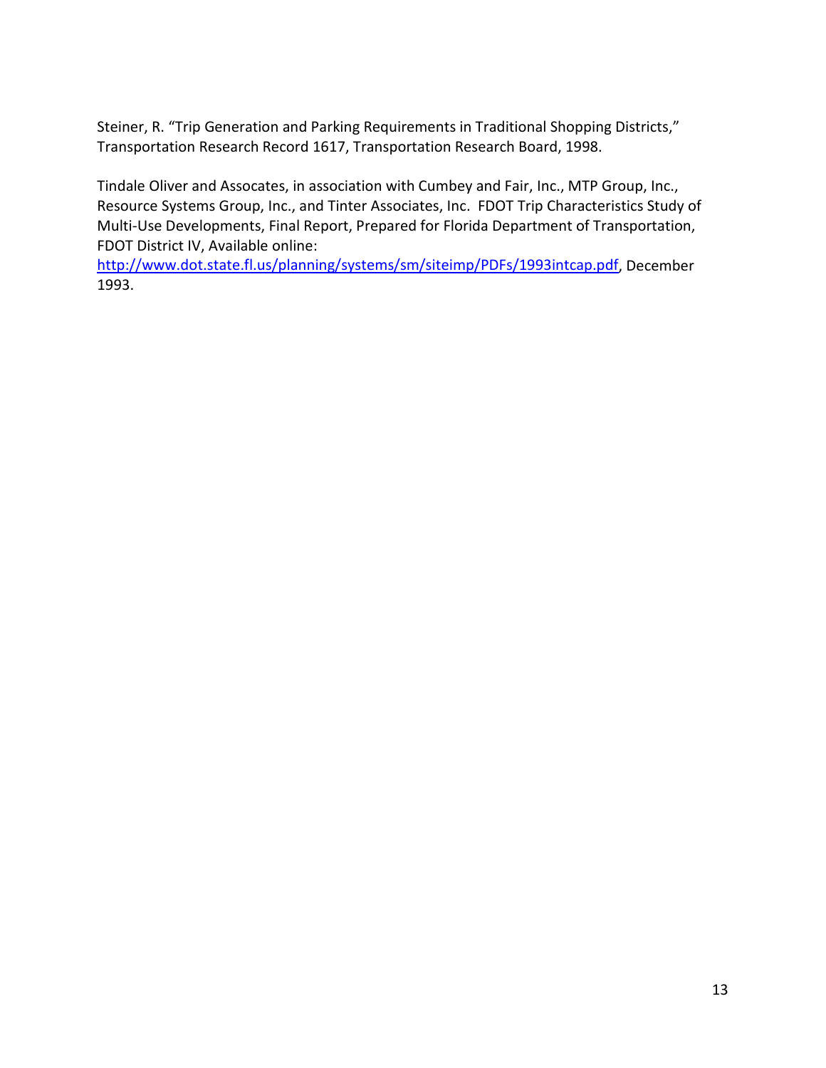Steiner, R. "Trip Generation and Parking Requirements in Traditional Shopping Districts," Transportation Research Record 1617, Transportation Research Board, 1998.

Tindale Oliver and Assocates, in association with Cumbey and Fair, Inc., MTP Group, Inc., Resource Systems Group, Inc., and Tinter Associates, Inc. FDOT Trip Characteristics Study of Multi-Use Developments, Final Report, Prepared for Florida Department of Transportation, FDOT District IV, Available online: http://www.dot.state.fl.us/planning/systems/sm/siteimp/PDFs/1993intcap.pdf, December 1993.